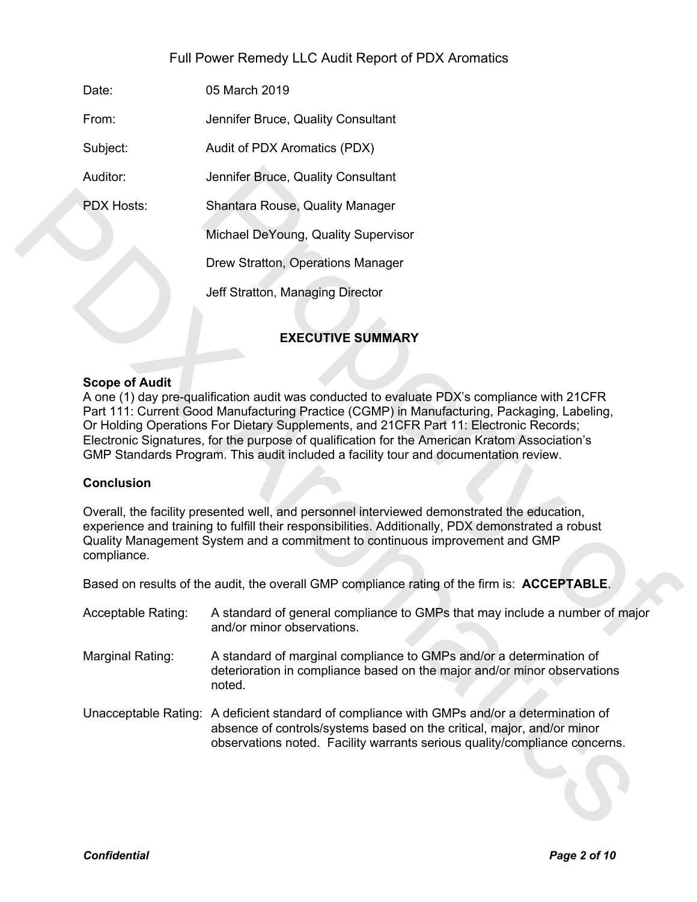# Full Power Remedy LLC Audit Report of PDX Aromatics

| | |
|---|---|
| Date: | 05 March 2019 |
| From: | Jennifer Bruce, Quality Consultant |
| Subject: | Audit of PDX Aromatics (PDX) |
| Auditor: | Jennifer Bruce, Quality Consultant |
| PDX Hosts: | Shantara Rouse, Quality Manager |
| | Michael DeYoung, Quality Supervisor |
| | Drew Stratton, Operations Manager |
| | Jeff Stratton, Managing Director |

## EXECUTIVE SUMMARY

**Scope of Audit**

A one (1) day pre-qualification audit was conducted to evaluate PDX's compliance with 21CFR Part 111: Current Good Manufacturing Practice (CGMP) in Manufacturing, Packaging, Labeling, Or Holding Operations For Dietary Supplements, and 21CFR Part 11: Electronic Records; Electronic Signatures, for the purpose of qualification for the American Kratom Association's GMP Standards Program. This audit included a facility tour and documentation review.

**Conclusion**

Overall, the facility presented well, and personnel interviewed demonstrated the education, experience and training to fulfill their responsibilities. Additionally, PDX demonstrated a robust Quality Management System and a commitment to continuous improvement and GMP compliance.

Based on results of the audit, the overall GMP compliance rating of the firm is: **ACCEPTABLE**.

| | |
|---|---|
| Acceptable Rating: | A standard of general compliance to GMPs that may include a number of major and/or minor observations. |
| Marginal Rating: | A standard of marginal compliance to GMPs and/or a determination of deterioration in compliance based on the major and/or minor observations noted. |
| Unacceptable Rating: | A deficient standard of compliance with GMPs and/or a determination of absence of controls/systems based on the critical, major, and/or minor observations noted. Facility warrants serious quality/compliance concerns. |

*Confidential*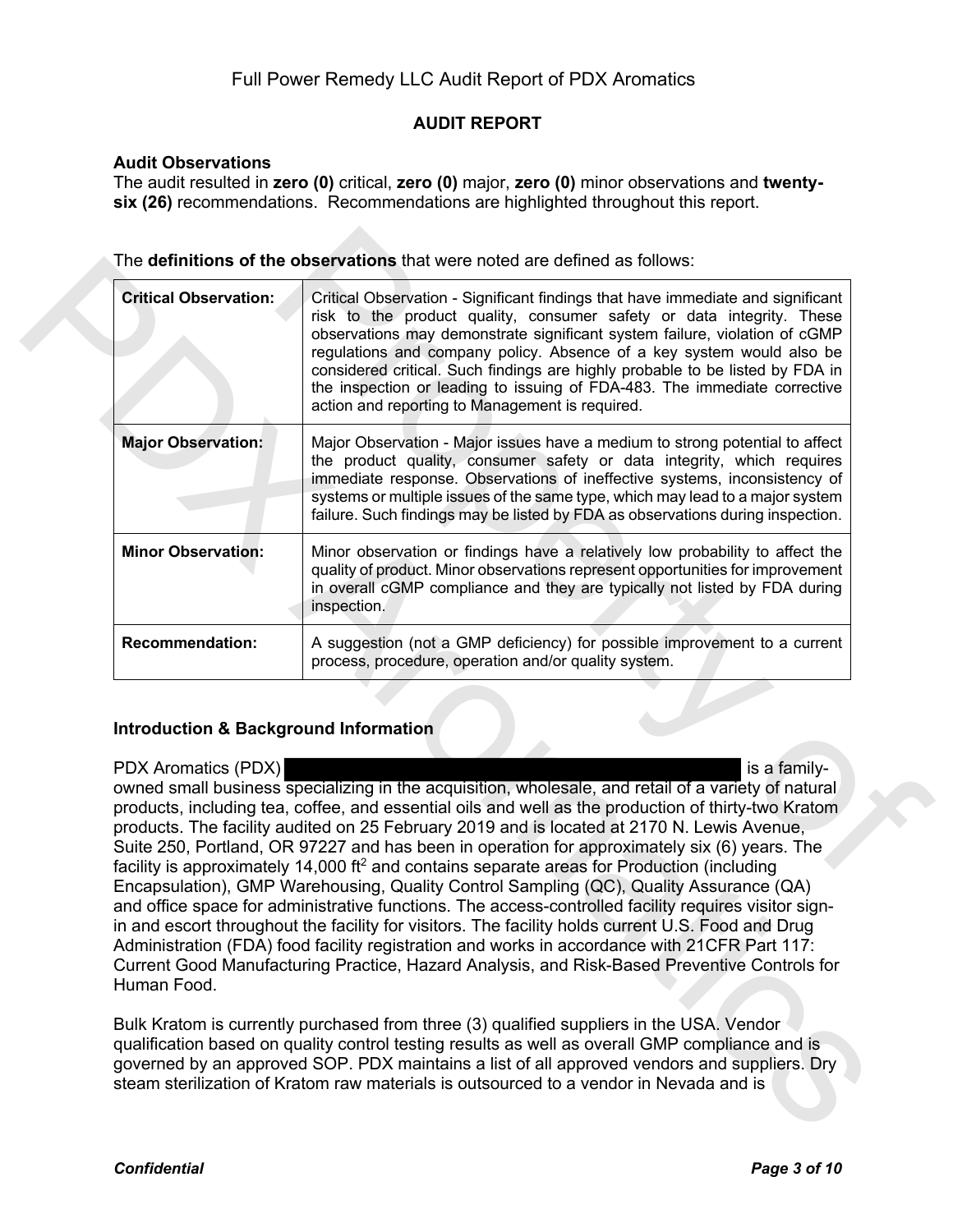## AUDIT REPORT

### Audit Observations

The audit resulted in **zero (0)** critical, **zero (0)** major, **zero (0)** minor observations and **twenty-six (26)** recommendations. Recommendations are highlighted throughout this report.

The **definitions of the observations** that were noted are defined as follows:

| | |
|---|---|
| **Critical Observation:** | Critical Observation - Significant findings that have immediate and significant risk to the product quality, consumer safety or data integrity. These observations may demonstrate significant system failure, violation of cGMP regulations and company policy. Absence of a key system would also be considered critical. Such findings are highly probable to be listed by FDA in the inspection or leading to issuing of FDA-483. The immediate corrective action and reporting to Management is required. |
| **Major Observation:** | Major Observation - Major issues have a medium to strong potential to affect the product quality, consumer safety or data integrity, which requires immediate response. Observations of ineffective systems, inconsistency of systems or multiple issues of the same type, which may lead to a major system failure. Such findings may be listed by FDA as observations during inspection. |
| **Minor Observation:** | Minor observation or findings have a relatively low probability to affect the quality of product. Minor observations represent opportunities for improvement in overall cGMP compliance and they are typically not listed by FDA during inspection. |
| **Recommendation:** | A suggestion (not a GMP deficiency) for possible improvement to a current process, procedure, operation and/or quality system. |

### Introduction & Background Information

PDX Aromatics (PDX) [REDACTED] is a family-owned small business specializing in the acquisition, wholesale, and retail of a variety of natural products, including tea, coffee, and essential oils and well as the production of thirty-two Kratom products. The facility audited on 25 February 2019 and is located at 2170 N. Lewis Avenue, Suite 250, Portland, OR 97227 and has been in operation for approximately six (6) years. The facility is approximately 14,000 ft$^2$ and contains separate areas for Production (including Encapsulation), GMP Warehousing, Quality Control Sampling (QC), Quality Assurance (QA) and office space for administrative functions. The access-controlled facility requires visitor sign-in and escort throughout the facility for visitors. The facility holds current U.S. Food and Drug Administration (FDA) food facility registration and works in accordance with 21CFR Part 117: Current Good Manufacturing Practice, Hazard Analysis, and Risk-Based Preventive Controls for Human Food.

Bulk Kratom is currently purchased from three (3) qualified suppliers in the USA. Vendor qualification based on quality control testing results as well as overall GMP compliance and is governed by an approved SOP. PDX maintains a list of all approved vendors and suppliers. Dry steam sterilization of Kratom raw materials is outsourced to a vendor in Nevada and is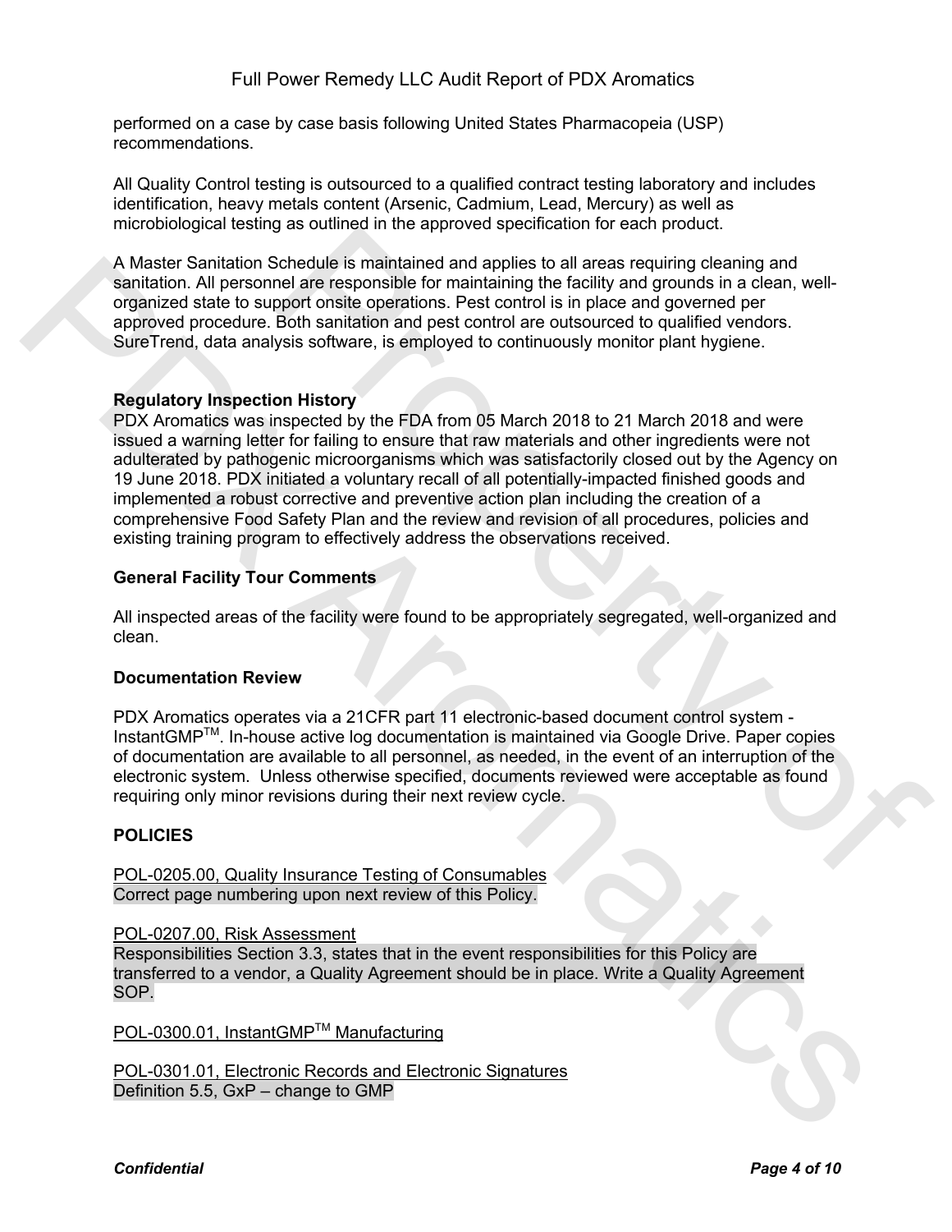performed on a case by case basis following United States Pharmacopeia (USP) recommendations.

All Quality Control testing is outsourced to a qualified contract testing laboratory and includes identification, heavy metals content (Arsenic, Cadmium, Lead, Mercury) as well as microbiological testing as outlined in the approved specification for each product.

A Master Sanitation Schedule is maintained and applies to all areas requiring cleaning and sanitation. All personnel are responsible for maintaining the facility and grounds in a clean, well-organized state to support onsite operations. Pest control is in place and governed per approved procedure. Both sanitation and pest control are outsourced to qualified vendors. SureTrend, data analysis software, is employed to continuously monitor plant hygiene.

**Regulatory Inspection History**

PDX Aromatics was inspected by the FDA from 05 March 2018 to 21 March 2018 and were issued a warning letter for failing to ensure that raw materials and other ingredients were not adulterated by pathogenic microorganisms which was satisfactorily closed out by the Agency on 19 June 2018. PDX initiated a voluntary recall of all potentially-impacted finished goods and implemented a robust corrective and preventive action plan including the creation of a comprehensive Food Safety Plan and the review and revision of all procedures, policies and existing training program to effectively address the observations received.

**General Facility Tour Comments**

All inspected areas of the facility were found to be appropriately segregated, well-organized and clean.

**Documentation Review**

PDX Aromatics operates via a 21CFR part 11 electronic-based document control system - InstantGMP™. In-house active log documentation is maintained via Google Drive. Paper copies of documentation are available to all personnel, as needed, in the event of an interruption of the electronic system. Unless otherwise specified, documents reviewed were acceptable as found requiring only minor revisions during their next review cycle.

**POLICIES**

POL-0205.00, Quality Insurance Testing of Consumables
Correct page numbering upon next review of this Policy.

POL-0207.00, Risk Assessment
Responsibilities Section 3.3, states that in the event responsibilities for this Policy are transferred to a vendor, a Quality Agreement should be in place. Write a Quality Agreement SOP.

POL-0300.01, InstantGMP™ Manufacturing

POL-0301.01, Electronic Records and Electronic Signatures
Definition 5.5, GxP – change to GMP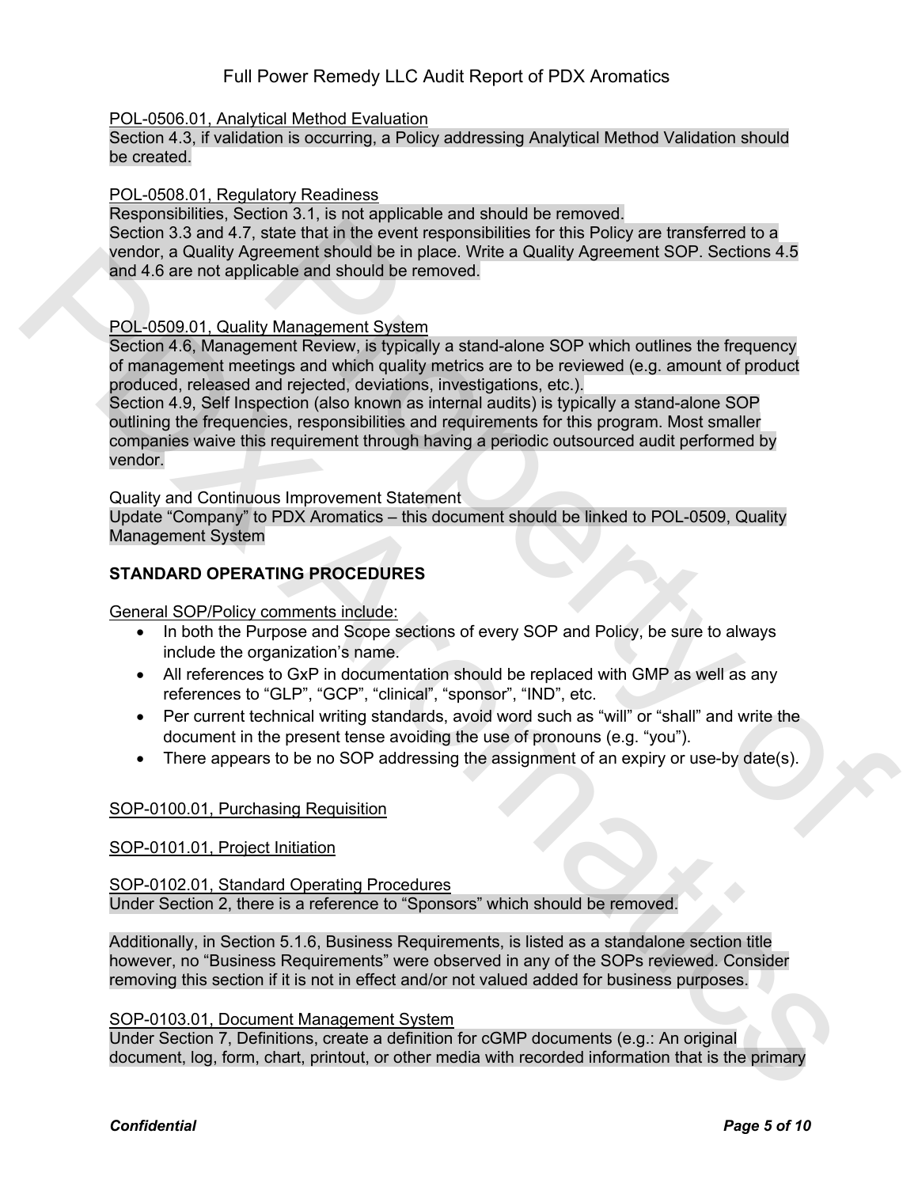POL-0506.01, Analytical Method Evaluation

Section 4.3, if validation is occurring, a Policy addressing Analytical Method Validation should be created.

POL-0508.01, Regulatory Readiness

Responsibilities, Section 3.1, is not applicable and should be removed.
Section 3.3 and 4.7, state that in the event responsibilities for this Policy are transferred to a vendor, a Quality Agreement should be in place. Write a Quality Agreement SOP. Sections 4.5 and 4.6 are not applicable and should be removed.

POL-0509.01, Quality Management System

Section 4.6, Management Review, is typically a stand-alone SOP which outlines the frequency of management meetings and which quality metrics are to be reviewed (e.g. amount of product produced, released and rejected, deviations, investigations, etc.).
Section 4.9, Self Inspection (also known as internal audits) is typically a stand-alone SOP outlining the frequencies, responsibilities and requirements for this program. Most smaller companies waive this requirement through having a periodic outsourced audit performed by vendor.

Quality and Continuous Improvement Statement

Update "Company" to PDX Aromatics – this document should be linked to POL-0509, Quality Management System

**STANDARD OPERATING PROCEDURES**

General SOP/Policy comments include:

- In both the Purpose and Scope sections of every SOP and Policy, be sure to always include the organization's name.
- All references to GxP in documentation should be replaced with GMP as well as any references to "GLP", "GCP", "clinical", "sponsor", "IND", etc.
- Per current technical writing standards, avoid word such as "will" or "shall" and write the document in the present tense avoiding the use of pronouns (e.g. "you").
- There appears to be no SOP addressing the assignment of an expiry or use-by date(s).

SOP-0100.01, Purchasing Requisition

SOP-0101.01, Project Initiation

SOP-0102.01, Standard Operating Procedures

Under Section 2, there is a reference to "Sponsors" which should be removed.

Additionally, in Section 5.1.6, Business Requirements, is listed as a standalone section title however, no "Business Requirements" were observed in any of the SOPs reviewed. Consider removing this section if it is not in effect and/or not valued added for business purposes.

SOP-0103.01, Document Management System

Under Section 7, Definitions, create a definition for cGMP documents (e.g.: An original document, log, form, chart, printout, or other media with recorded information that is the primary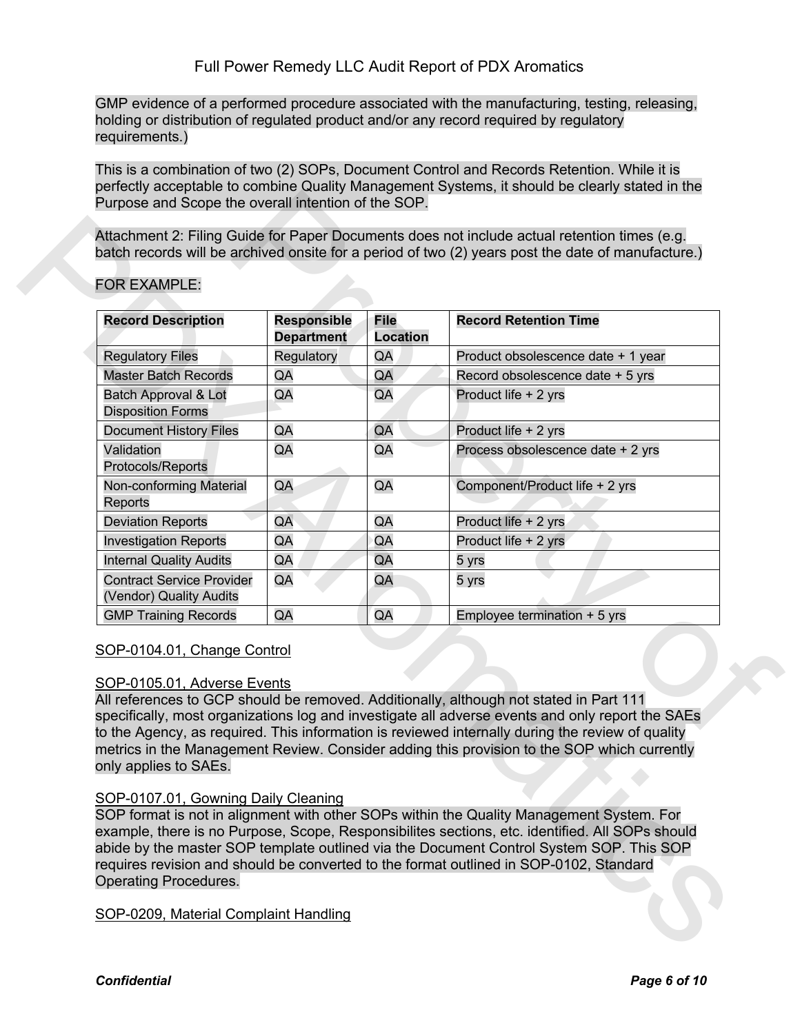GMP evidence of a performed procedure associated with the manufacturing, testing, releasing, holding or distribution of regulated product and/or any record required by regulatory requirements.)

This is a combination of two (2) SOPs, Document Control and Records Retention. While it is perfectly acceptable to combine Quality Management Systems, it should be clearly stated in the Purpose and Scope the overall intention of the SOP.

Attachment 2: Filing Guide for Paper Documents does not include actual retention times (e.g. batch records will be archived onsite for a period of two (2) years post the date of manufacture.)

FOR EXAMPLE:

| Record Description | Responsible Department | File Location | Record Retention Time |
|---|---|---|---|
| Regulatory Files | Regulatory | QA | Product obsolescence date + 1 year |
| Master Batch Records | QA | QA | Record obsolescence date + 5 yrs |
| Batch Approval & Lot Disposition Forms | QA | QA | Product life + 2 yrs |
| Document History Files | QA | QA | Product life + 2 yrs |
| Validation Protocols/Reports | QA | QA | Process obsolescence date + 2 yrs |
| Non-conforming Material Reports | QA | QA | Component/Product life + 2 yrs |
| Deviation Reports | QA | QA | Product life + 2 yrs |
| Investigation Reports | QA | QA | Product life + 2 yrs |
| Internal Quality Audits | QA | QA | 5 yrs |
| Contract Service Provider (Vendor) Quality Audits | QA | QA | 5 yrs |
| GMP Training Records | QA | QA | Employee termination + 5 yrs |

SOP-0104.01, Change Control

SOP-0105.01, Adverse Events

All references to GCP should be removed. Additionally, although not stated in Part 111 specifically, most organizations log and investigate all adverse events and only report the SAEs to the Agency, as required. This information is reviewed internally during the review of quality metrics in the Management Review. Consider adding this provision to the SOP which currently only applies to SAEs.

SOP-0107.01, Gowning Daily Cleaning

SOP format is not in alignment with other SOPs within the Quality Management System. For example, there is no Purpose, Scope, Responsibilites sections, etc. identified. All SOPs should abide by the master SOP template outlined via the Document Control System SOP. This SOP requires revision and should be converted to the format outlined in SOP-0102, Standard Operating Procedures.

SOP-0209, Material Complaint Handling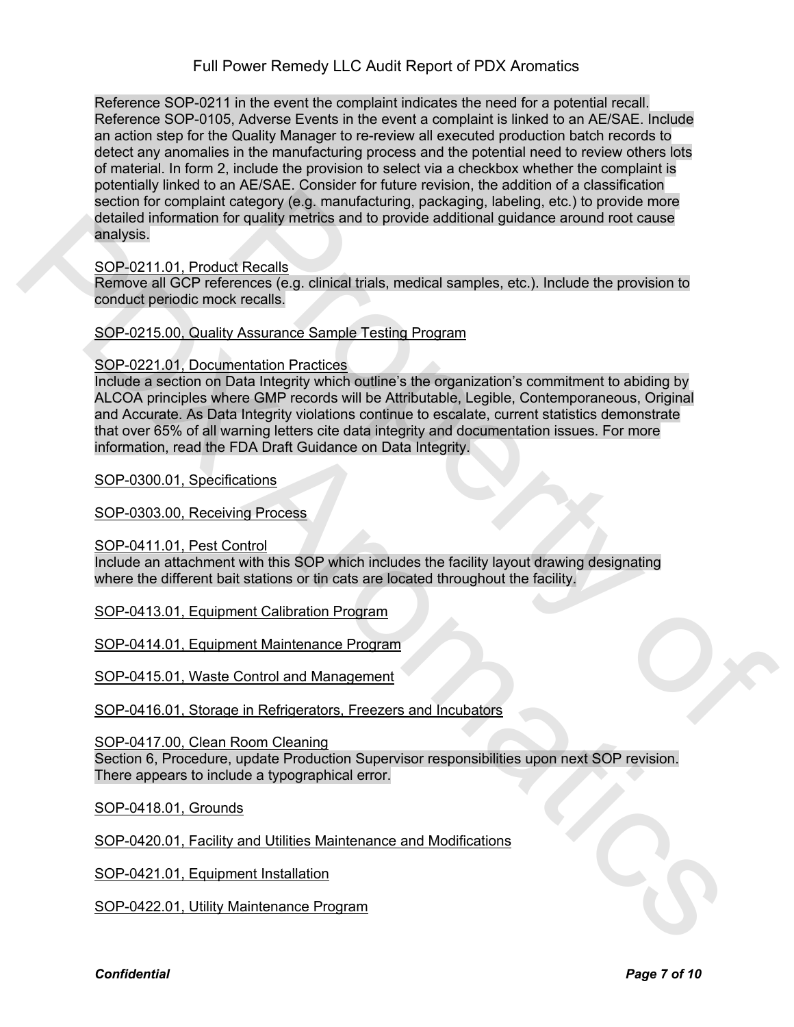Reference SOP-0211 in the event the complaint indicates the need for a potential recall. Reference SOP-0105, Adverse Events in the event a complaint is linked to an AE/SAE. Include an action step for the Quality Manager to re-review all executed production batch records to detect any anomalies in the manufacturing process and the potential need to review others lots of material. In form 2, include the provision to select via a checkbox whether the complaint is potentially linked to an AE/SAE. Consider for future revision, the addition of a classification section for complaint category (e.g. manufacturing, packaging, labeling, etc.) to provide more detailed information for quality metrics and to provide additional guidance around root cause analysis.

<u>SOP-0211.01, Product Recalls</u>
Remove all GCP references (e.g. clinical trials, medical samples, etc.). Include the provision to conduct periodic mock recalls.

<u>SOP-0215.00, Quality Assurance Sample Testing Program</u>

<u>SOP-0221.01, Documentation Practices</u>
Include a section on Data Integrity which outline's the organization's commitment to abiding by ALCOA principles where GMP records will be Attributable, Legible, Contemporaneous, Original and Accurate. As Data Integrity violations continue to escalate, current statistics demonstrate that over 65% of all warning letters cite data integrity and documentation issues. For more information, read the FDA Draft Guidance on Data Integrity.

<u>SOP-0300.01, Specifications</u>

<u>SOP-0303.00, Receiving Process</u>

<u>SOP-0411.01, Pest Control</u>
Include an attachment with this SOP which includes the facility layout drawing designating where the different bait stations or tin cats are located throughout the facility.

<u>SOP-0413.01, Equipment Calibration Program</u>

<u>SOP-0414.01, Equipment Maintenance Program</u>

<u>SOP-0415.01, Waste Control and Management</u>

<u>SOP-0416.01, Storage in Refrigerators, Freezers and Incubators</u>

<u>SOP-0417.00, Clean Room Cleaning</u>
Section 6, Procedure, update Production Supervisor responsibilities upon next SOP revision. There appears to include a typographical error.

<u>SOP-0418.01, Grounds</u>

<u>SOP-0420.01, Facility and Utilities Maintenance and Modifications</u>

<u>SOP-0421.01, Equipment Installation</u>

<u>SOP-0422.01, Utility Maintenance Program</u>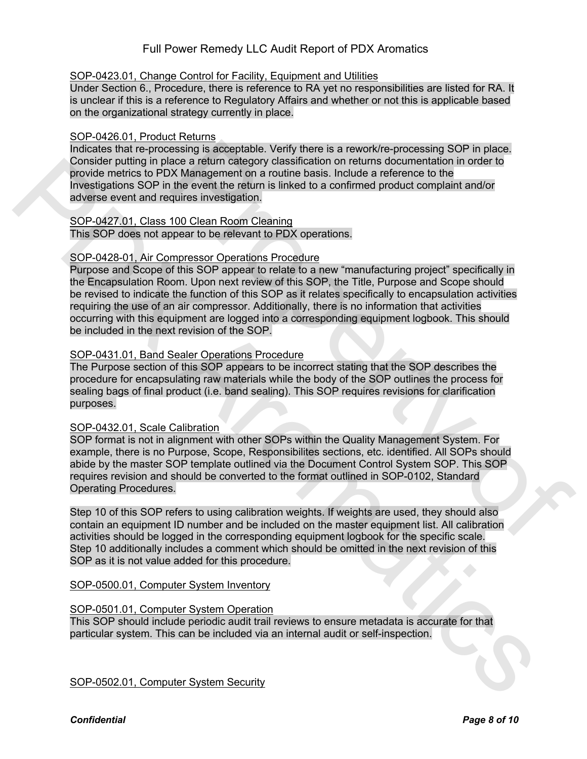SOP-0423.01, Change Control for Facility, Equipment and Utilities

Under Section 6., Procedure, there is reference to RA yet no responsibilities are listed for RA. It is unclear if this is a reference to Regulatory Affairs and whether or not this is applicable based on the organizational strategy currently in place.

SOP-0426.01, Product Returns

Indicates that re-processing is acceptable. Verify there is a rework/re-processing SOP in place. Consider putting in place a return category classification on returns documentation in order to provide metrics to PDX Management on a routine basis. Include a reference to the Investigations SOP in the event the return is linked to a confirmed product complaint and/or adverse event and requires investigation.

SOP-0427.01, Class 100 Clean Room Cleaning

This SOP does not appear to be relevant to PDX operations.

SOP-0428-01, Air Compressor Operations Procedure

Purpose and Scope of this SOP appear to relate to a new "manufacturing project" specifically in the Encapsulation Room. Upon next review of this SOP, the Title, Purpose and Scope should be revised to indicate the function of this SOP as it relates specifically to encapsulation activities requiring the use of an air compressor. Additionally, there is no information that activities occurring with this equipment are logged into a corresponding equipment logbook. This should be included in the next revision of the SOP.

SOP-0431.01, Band Sealer Operations Procedure

The Purpose section of this SOP appears to be incorrect stating that the SOP describes the procedure for encapsulating raw materials while the body of the SOP outlines the process for sealing bags of final product (i.e. band sealing). This SOP requires revisions for clarification purposes.

SOP-0432.01, Scale Calibration

SOP format is not in alignment with other SOPs within the Quality Management System. For example, there is no Purpose, Scope, Responsibilites sections, etc. identified. All SOPs should abide by the master SOP template outlined via the Document Control System SOP. This SOP requires revision and should be converted to the format outlined in SOP-0102, Standard Operating Procedures.

Step 10 of this SOP refers to using calibration weights. If weights are used, they should also contain an equipment ID number and be included on the master equipment list. All calibration activities should be logged in the corresponding equipment logbook for the specific scale. Step 10 additionally includes a comment which should be omitted in the next revision of this SOP as it is not value added for this procedure.

SOP-0500.01, Computer System Inventory

SOP-0501.01, Computer System Operation

This SOP should include periodic audit trail reviews to ensure metadata is accurate for that particular system. This can be included via an internal audit or self-inspection.

SOP-0502.01, Computer System Security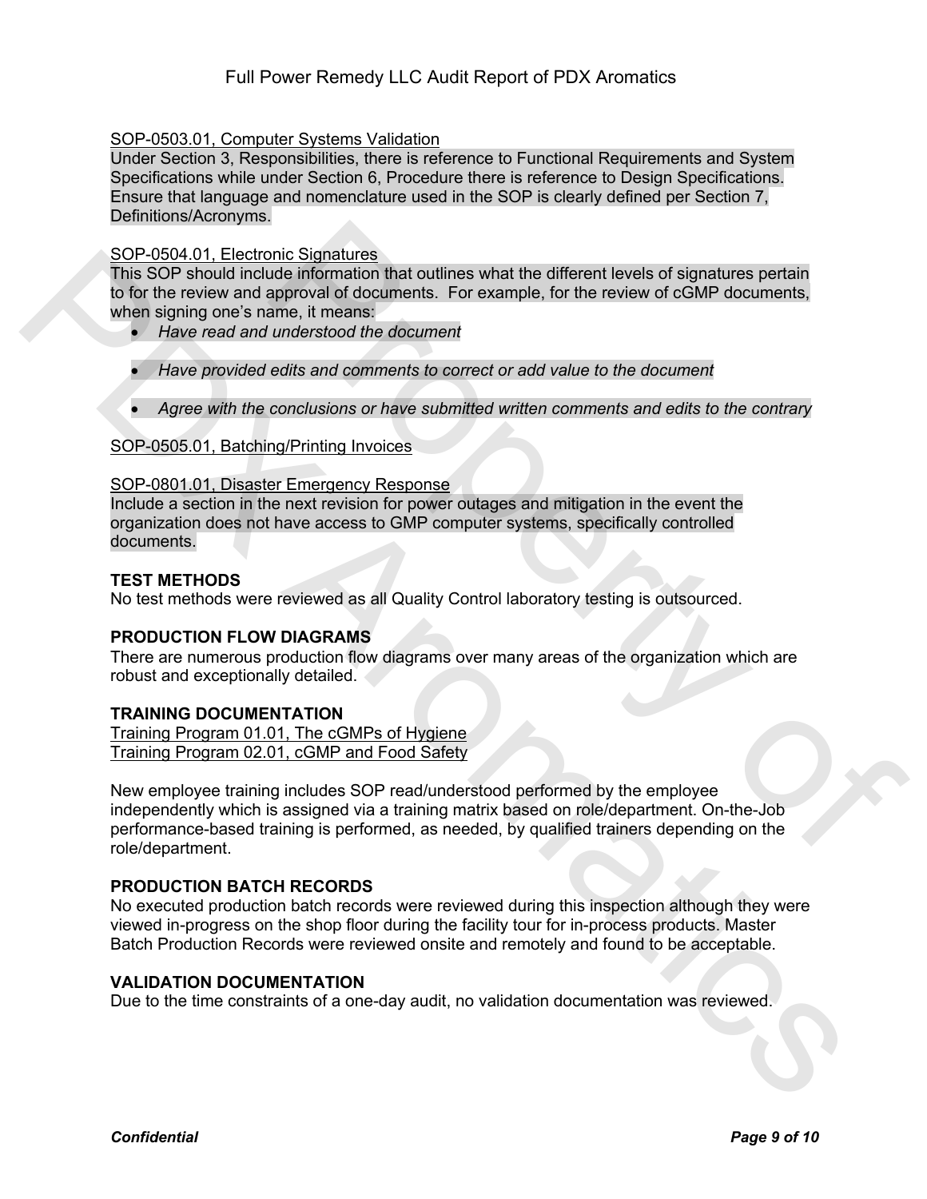SOP-0503.01, Computer Systems Validation

Under Section 3, Responsibilities, there is reference to Functional Requirements and System Specifications while under Section 6, Procedure there is reference to Design Specifications. Ensure that language and nomenclature used in the SOP is clearly defined per Section 7, Definitions/Acronyms.

SOP-0504.01, Electronic Signatures

This SOP should include information that outlines what the different levels of signatures pertain to for the review and approval of documents. For example, for the review of cGMP documents, when signing one's name, it means:

- *Have read and understood the document*
- *Have provided edits and comments to correct or add value to the document*
- *Agree with the conclusions or have submitted written comments and edits to the contrary*

SOP-0505.01, Batching/Printing Invoices

SOP-0801.01, Disaster Emergency Response

Include a section in the next revision for power outages and mitigation in the event the organization does not have access to GMP computer systems, specifically controlled documents.

**TEST METHODS**

No test methods were reviewed as all Quality Control laboratory testing is outsourced.

**PRODUCTION FLOW DIAGRAMS**

There are numerous production flow diagrams over many areas of the organization which are robust and exceptionally detailed.

**TRAINING DOCUMENTATION**

Training Program 01.01, The cGMPs of Hygiene

Training Program 02.01, cGMP and Food Safety

New employee training includes SOP read/understood performed by the employee independently which is assigned via a training matrix based on role/department. On-the-Job performance-based training is performed, as needed, by qualified trainers depending on the role/department.

**PRODUCTION BATCH RECORDS**

No executed production batch records were reviewed during this inspection although they were viewed in-progress on the shop floor during the facility tour for in-process products. Master Batch Production Records were reviewed onsite and remotely and found to be acceptable.

**VALIDATION DOCUMENTATION**

Due to the time constraints of a one-day audit, no validation documentation was reviewed.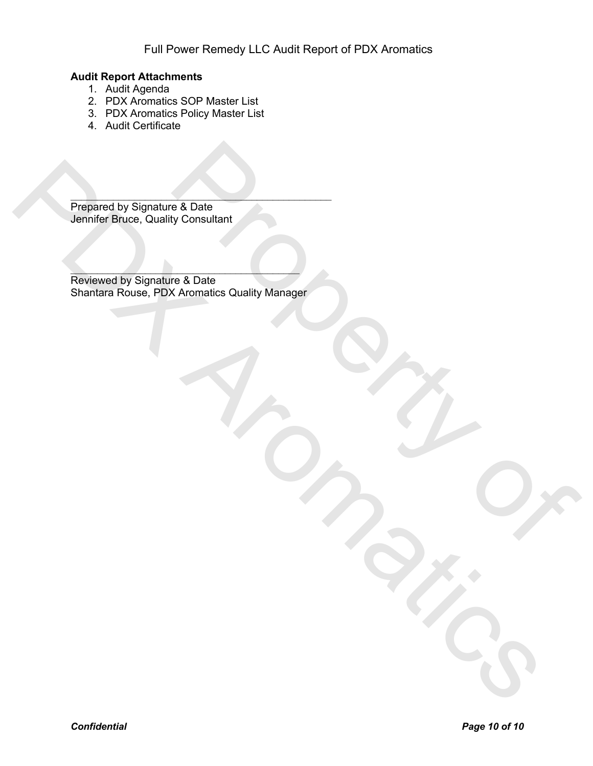**Audit Report Attachments**

1. Audit Agenda
2. PDX Aromatics SOP Master List
3. PDX Aromatics Policy Master List
4. Audit Certificate

_______________________________________________

Prepared by Signature & Date
Jennifer Bruce, Quality Consultant

_________________________________________

Reviewed by Signature & Date
Shantara Rouse, PDX Aromatics Quality Manager

*Confidential*